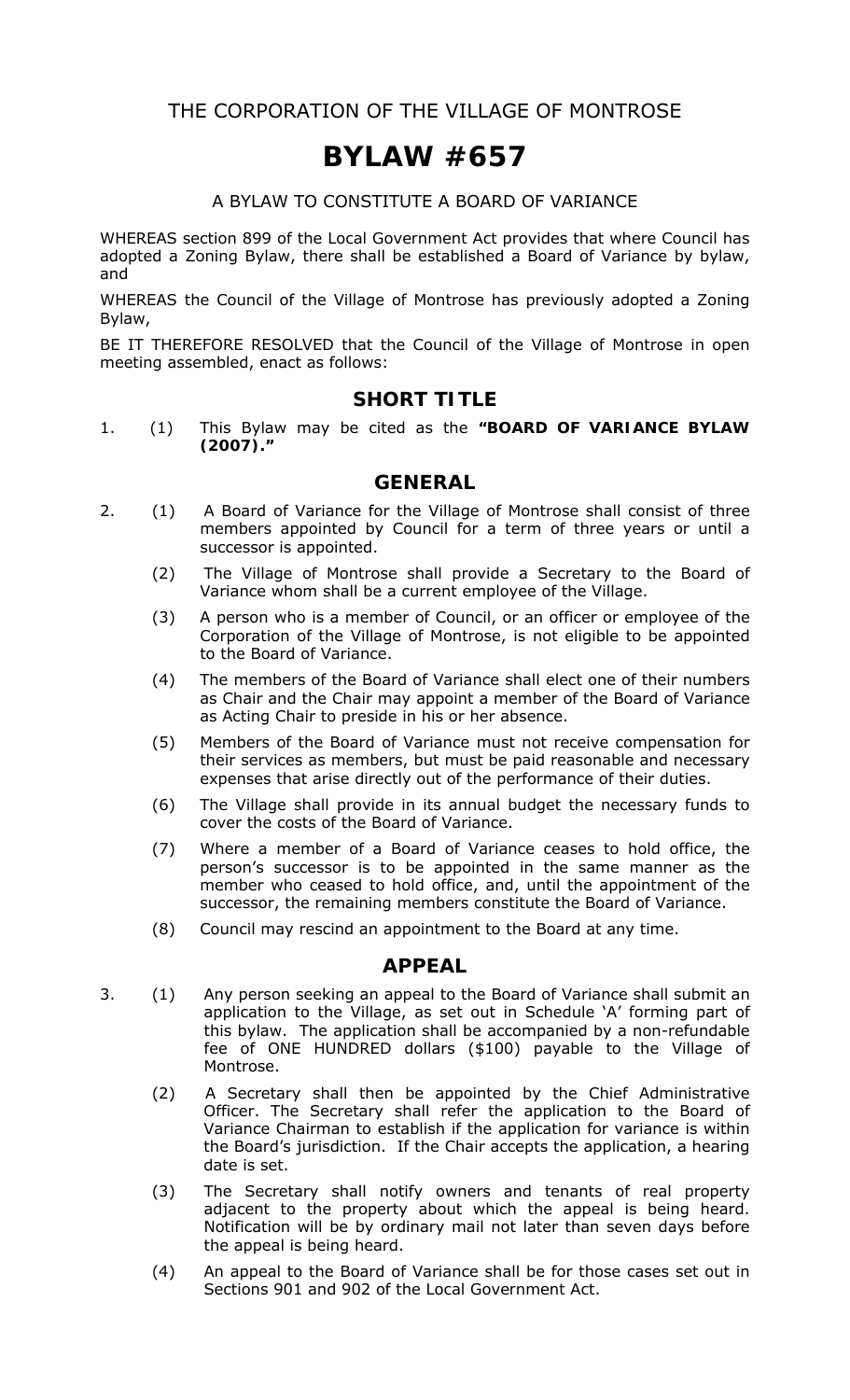THE CORPORATION OF THE VILLAGE OF MONTROSE

# BYLAW #657

A BYLAW TO CONSTITUTE A BOARD OF VARIANCE

WHEREAS section 899 of the Local Government Act provides that where Council has adopted a Zoning Bylaw, there shall be established a Board of Variance by bylaw, and

WHEREAS the Council of the Village of Montrose has previously adopted a Zoning Bylaw,

BE IT THEREFORE RESOLVED that the Council of the Village of Montrose in open meeting assembled, enact as follows:

## SHORT TITLE

1. (1) This Bylaw may be cited as the **"BOARD OF VARIANCE BYLAW (2007)."**

## GENERAL

2. (1) A Board of Variance for the Village of Montrose shall consist of three members appointed by Council for a term of three years or until a successor is appointed.

   (2) The Village of Montrose shall provide a Secretary to the Board of Variance whom shall be a current employee of the Village.

   (3) A person who is a member of Council, or an officer or employee of the Corporation of the Village of Montrose, is not eligible to be appointed to the Board of Variance.

   (4) The members of the Board of Variance shall elect one of their numbers as Chair and the Chair may appoint a member of the Board of Variance as Acting Chair to preside in his or her absence.

   (5) Members of the Board of Variance must not receive compensation for their services as members, but must be paid reasonable and necessary expenses that arise directly out of the performance of their duties.

   (6) The Village shall provide in its annual budget the necessary funds to cover the costs of the Board of Variance.

   (7) Where a member of a Board of Variance ceases to hold office, the person's successor is to be appointed in the same manner as the member who ceased to hold office, and, until the appointment of the successor, the remaining members constitute the Board of Variance.

   (8) Council may rescind an appointment to the Board at any time.

## APPEAL

3. (1) Any person seeking an appeal to the Board of Variance shall submit an application to the Village, as set out in Schedule 'A' forming part of this bylaw. The application shall be accompanied by a non-refundable fee of ONE HUNDRED dollars ($100) payable to the Village of Montrose.

   (2) A Secretary shall then be appointed by the Chief Administrative Officer. The Secretary shall refer the application to the Board of Variance Chairman to establish if the application for variance is within the Board's jurisdiction. If the Chair accepts the application, a hearing date is set.

   (3) The Secretary shall notify owners and tenants of real property adjacent to the property about which the appeal is being heard. Notification will be by ordinary mail not later than seven days before the appeal is being heard.

   (4) An appeal to the Board of Variance shall be for those cases set out in Sections 901 and 902 of the Local Government Act.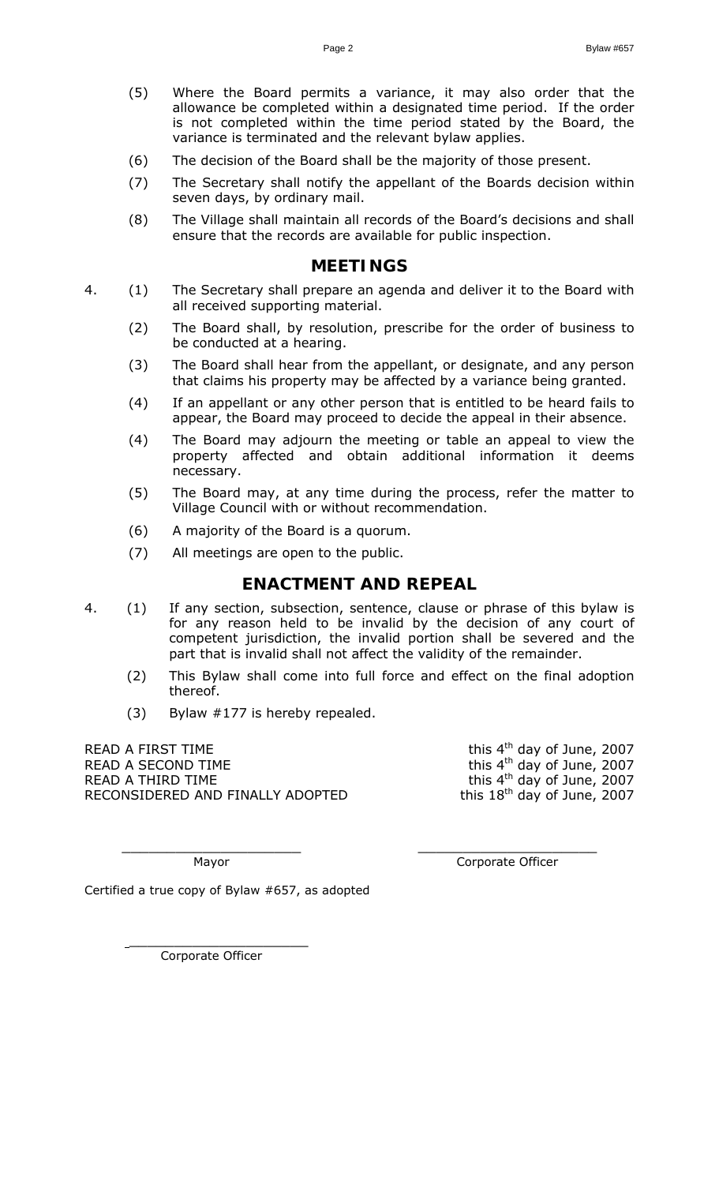(5) Where the Board permits a variance, it may also order that the allowance be completed within a designated time period. If the order is not completed within the time period stated by the Board, the variance is terminated and the relevant bylaw applies.

(6) The decision of the Board shall be the majority of those present.

(7) The Secretary shall notify the appellant of the Boards decision within seven days, by ordinary mail.

(8) The Village shall maintain all records of the Board's decisions and shall ensure that the records are available for public inspection.

## MEETINGS

4. (1) The Secretary shall prepare an agenda and deliver it to the Board with all received supporting material.

(2) The Board shall, by resolution, prescribe for the order of business to be conducted at a hearing.

(3) The Board shall hear from the appellant, or designate, and any person that claims his property may be affected by a variance being granted.

(4) If an appellant or any other person that is entitled to be heard fails to appear, the Board may proceed to decide the appeal in their absence.

(4) The Board may adjourn the meeting or table an appeal to view the property affected and obtain additional information it deems necessary.

(5) The Board may, at any time during the process, refer the matter to Village Council with or without recommendation.

(6) A majority of the Board is a quorum.

(7) All meetings are open to the public.

## ENACTMENT AND REPEAL

4. (1) If any section, subsection, sentence, clause or phrase of this bylaw is for any reason held to be invalid by the decision of any court of competent jurisdiction, the invalid portion shall be severed and the part that is invalid shall not affect the validity of the remainder.

(2) This Bylaw shall come into full force and effect on the final adoption thereof.

(3) Bylaw #177 is hereby repealed.

READ A FIRST TIME this 4th day of June, 2007
READ A SECOND TIME this 4th day of June, 2007
READ A THIRD TIME this 4th day of June, 2007
RECONSIDERED AND FINALLY ADOPTED this 18th day of June, 2007

_______________________ Mayor

_______________________ Corporate Officer

Certified a true copy of Bylaw #657, as adopted

_______________________ Corporate Officer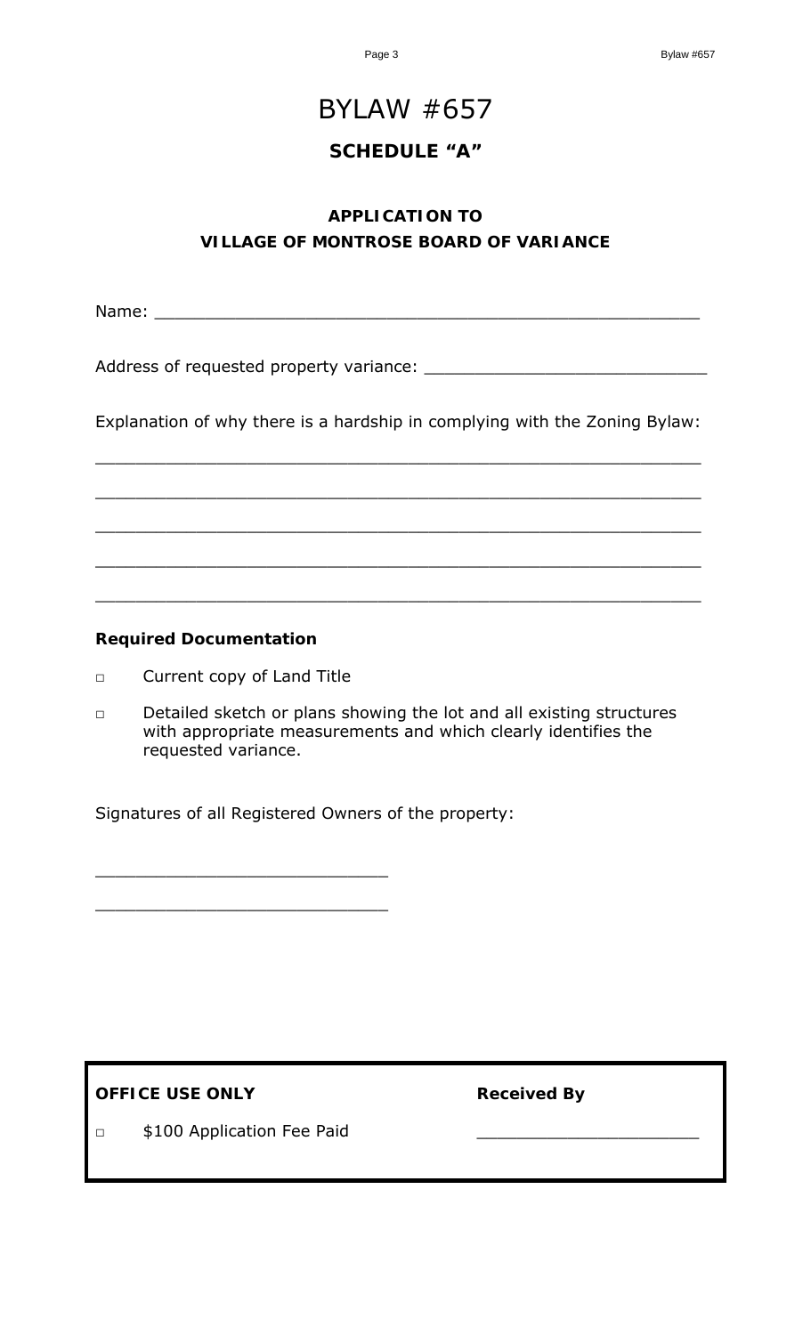# BYLAW #657

## SCHEDULE "A"

### APPLICATION TO
### VILLAGE OF MONTROSE BOARD OF VARIANCE

Name: ______________________________________________________

Address of requested property variance: ___________________________

Explanation of why there is a hardship in complying with the Zoning Bylaw:

____________________________________________________________

____________________________________________________________

____________________________________________________________

____________________________________________________________

____________________________________________________________

**Required Documentation**

- ▫ Current copy of Land Title
- ▫ Detailed sketch or plans showing the lot and all existing structures with appropriate measurements and which clearly identifies the requested variance.

Signatures of all Registered Owners of the property:

______________________________

______________________________

| | |
|---|---|
| **OFFICE USE ONLY** | **Received By** |
| ▫ $100 Application Fee Paid | ______________________ |